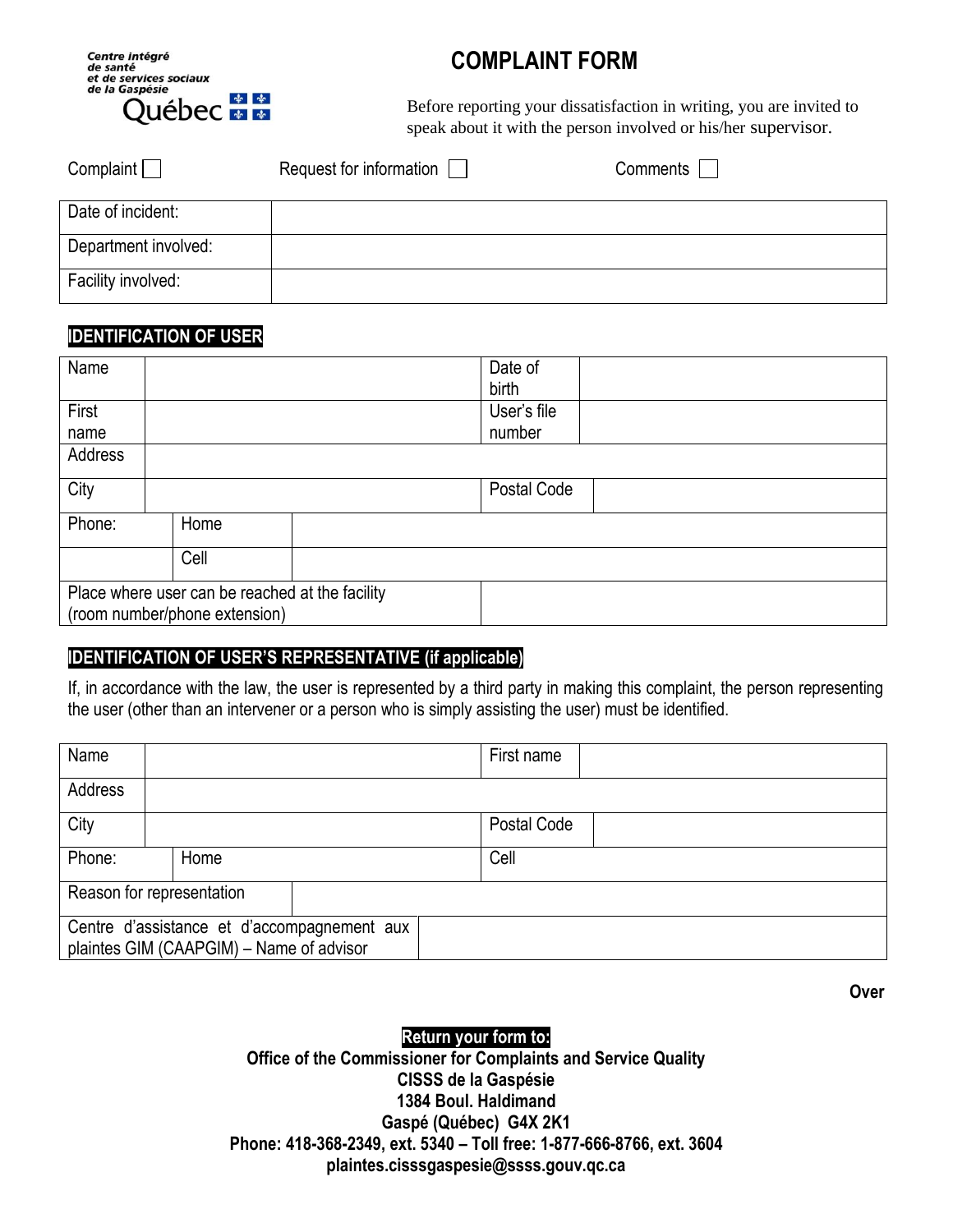Centre intégré de santé et de services sociaux de la Gaspésie
Québec

# COMPLAINT FORM

Before reporting your dissatisfaction in writing, you are invited to speak about it with the person involved or his/her supervisor.

Complaint ☐ Request for information ☐ Comments ☐

| Date of incident: | |
|---|---|
| Department involved: | |
| Facility involved: | |

## IDENTIFICATION OF USER

| Name | | Date of birth | |
|---|---|---|---|
| First name | | User's file number | |
| Address | | | |
| City | | Postal Code | |
| Phone: | Home | | |
| | Cell | | |
| Place where user can be reached at the facility (room number/phone extension) | | | |

## IDENTIFICATION OF USER'S REPRESENTATIVE (if applicable)

If, in accordance with the law, the user is represented by a third party in making this complaint, the person representing the user (other than an intervener or a person who is simply assisting the user) must be identified.

| Name | | First name | |
|---|---|---|---|
| Address | | | |
| City | | Postal Code | |
| Phone: | Home | Cell | |
| Reason for representation | | | |
| Centre d'assistance et d'accompagnement aux plaintes GIM (CAAPGIM) – Name of advisor | | | |

**Over**

**Return your form to:**
**Office of the Commissioner for Complaints and Service Quality**
**CISSS de la Gaspésie**
**1384 Boul. Haldimand**
**Gaspé (Québec) G4X 2K1**
**Phone: 418-368-2349, ext. 5340 – Toll free: 1-877-666-8766, ext. 3604**
**plaintes.cisssgaspesie@ssss.gouv.qc.ca**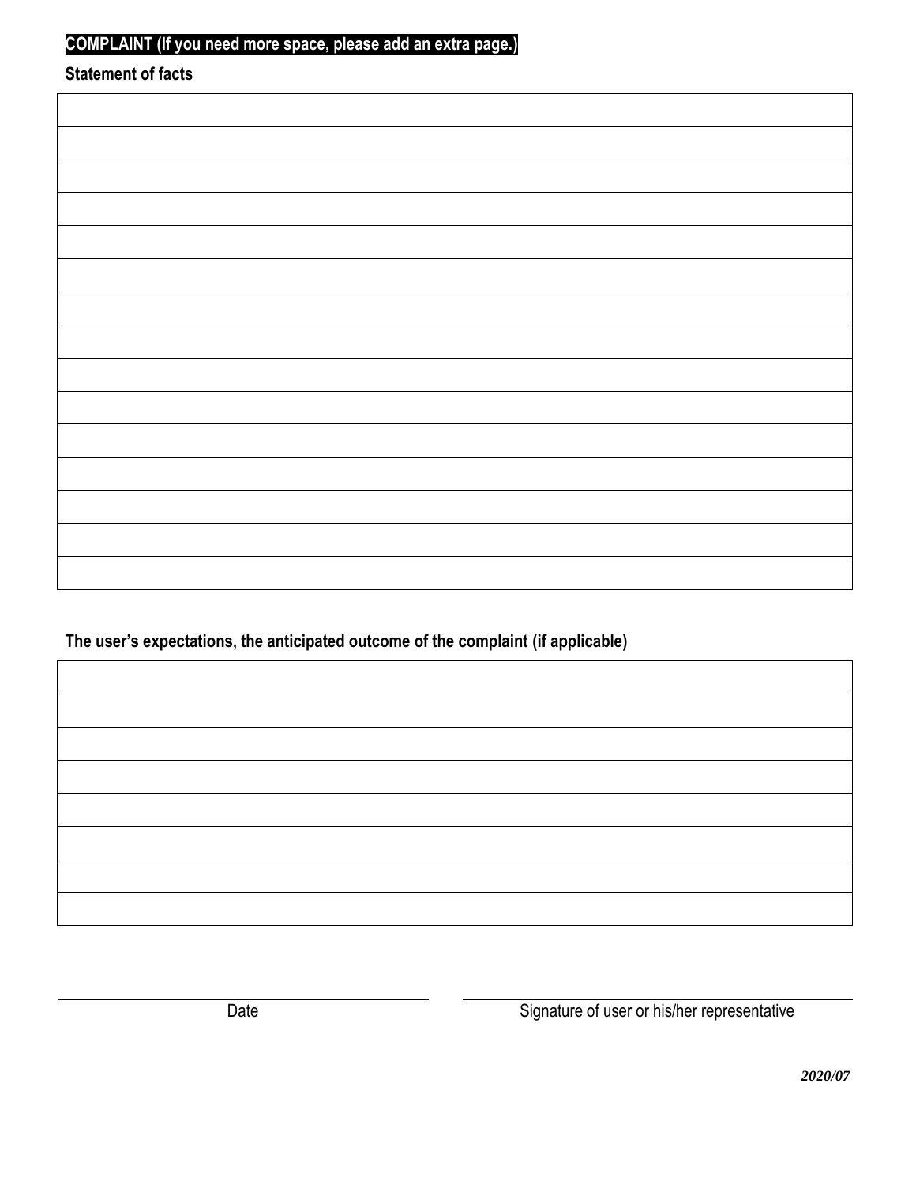**COMPLAINT (If you need more space, please add an extra page.)**

**Statement of facts**

| |
|---|
| |
| |
| |
| |
| |
| |
| |
| |
| |
| |
| |
| |
| |
| |
| |

**The user's expectations, the anticipated outcome of the complaint (if applicable)**

| |
|---|
| |
| |
| |
| |
| |
| |
| |
| |

Date

Signature of user or his/her representative

***2020/07***